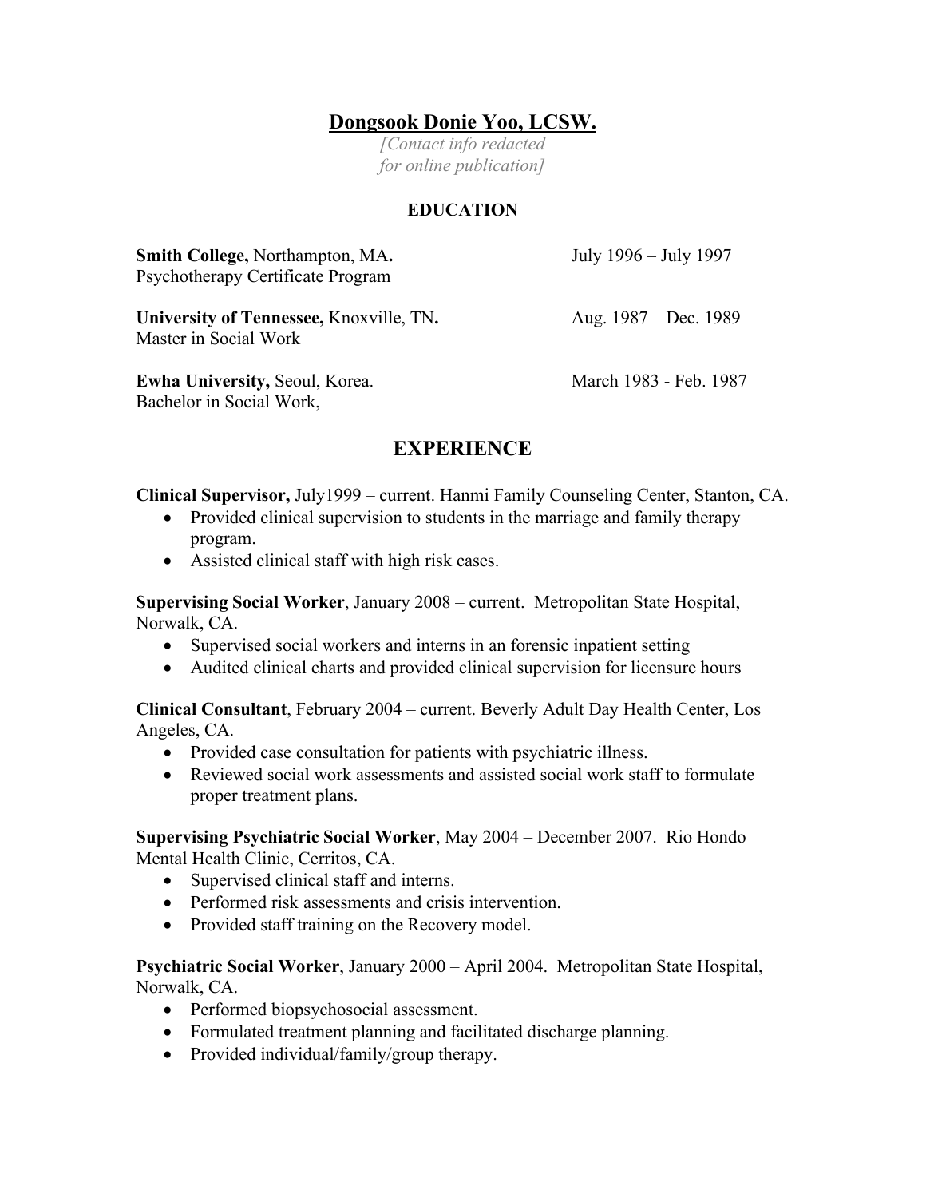# Dongsook Donie Yoo, LCSW.

*[Contact info redacted for online publication]*

## EDUCATION

**Smith College,** Northampton, MA**.** July 1996 – July 1997
Psychotherapy Certificate Program

**University of Tennessee,** Knoxville, TN**.** Aug. 1987 – Dec. 1989
Master in Social Work

**Ewha University,** Seoul, Korea. March 1983 - Feb. 1987
Bachelor in Social Work,

## EXPERIENCE

**Clinical Supervisor,** July1999 – current. Hanmi Family Counseling Center, Stanton, CA.

- Provided clinical supervision to students in the marriage and family therapy program.
- Assisted clinical staff with high risk cases.

**Supervising Social Worker**, January 2008 – current. Metropolitan State Hospital, Norwalk, CA.

- Supervised social workers and interns in an forensic inpatient setting
- Audited clinical charts and provided clinical supervision for licensure hours

**Clinical Consultant**, February 2004 – current. Beverly Adult Day Health Center, Los Angeles, CA.

- Provided case consultation for patients with psychiatric illness.
- Reviewed social work assessments and assisted social work staff to formulate proper treatment plans.

**Supervising Psychiatric Social Worker**, May 2004 – December 2007. Rio Hondo Mental Health Clinic, Cerritos, CA.

- Supervised clinical staff and interns.
- Performed risk assessments and crisis intervention.
- Provided staff training on the Recovery model.

**Psychiatric Social Worker**, January 2000 – April 2004. Metropolitan State Hospital, Norwalk, CA.

- Performed biopsychosocial assessment.
- Formulated treatment planning and facilitated discharge planning.
- Provided individual/family/group therapy.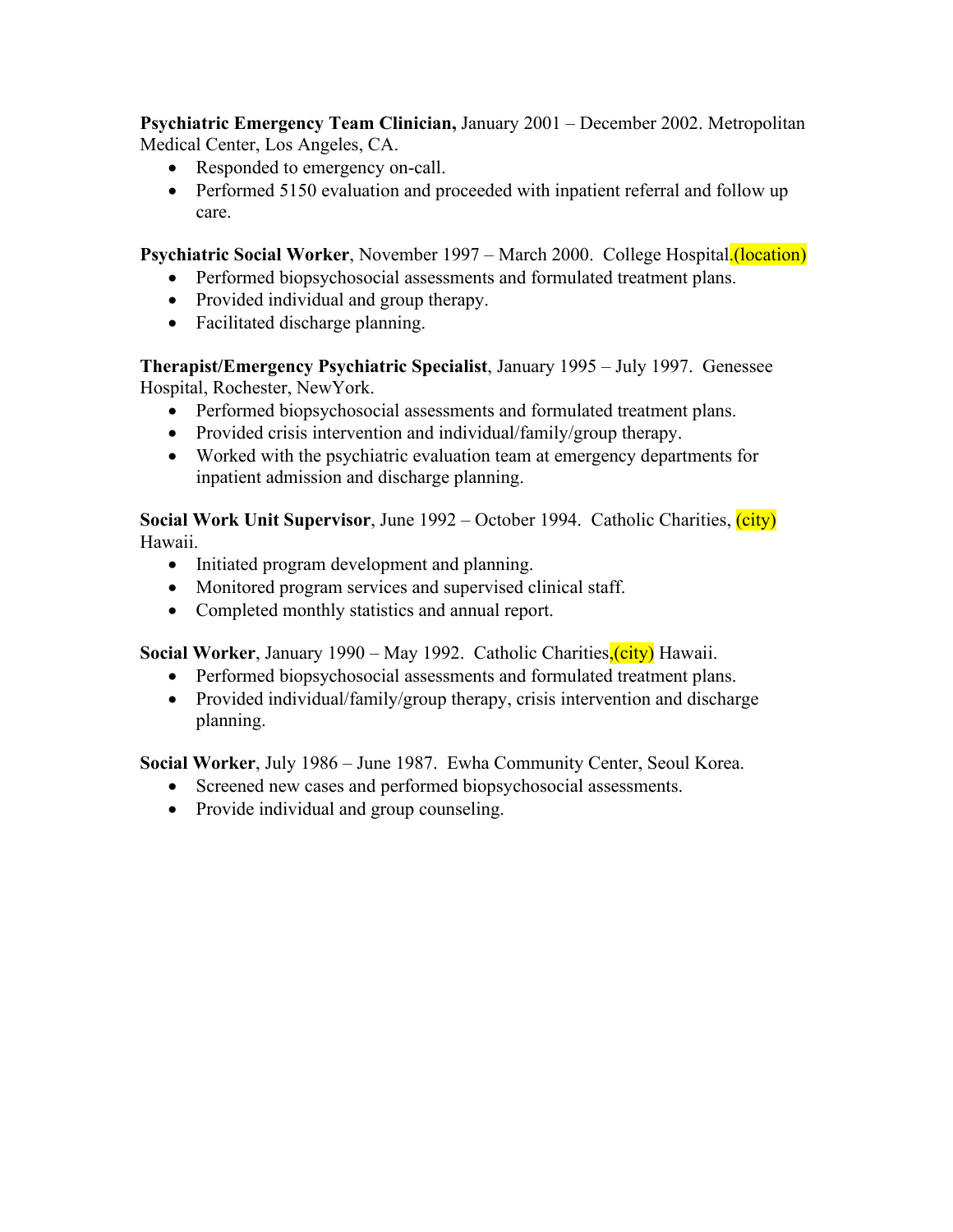**Psychiatric Emergency Team Clinician,** January 2001 – December 2002. Metropolitan Medical Center, Los Angeles, CA.

- Responded to emergency on-call.
- Performed 5150 evaluation and proceeded with inpatient referral and follow up care.

**Psychiatric Social Worker**, November 1997 – March 2000. College Hospital.(location)

- Performed biopsychosocial assessments and formulated treatment plans.
- Provided individual and group therapy.
- Facilitated discharge planning.

**Therapist/Emergency Psychiatric Specialist**, January 1995 – July 1997. Genessee Hospital, Rochester, NewYork.

- Performed biopsychosocial assessments and formulated treatment plans.
- Provided crisis intervention and individual/family/group therapy.
- Worked with the psychiatric evaluation team at emergency departments for inpatient admission and discharge planning.

**Social Work Unit Supervisor**, June 1992 – October 1994. Catholic Charities, (city) Hawaii.

- Initiated program development and planning.
- Monitored program services and supervised clinical staff.
- Completed monthly statistics and annual report.

**Social Worker**, January 1990 – May 1992. Catholic Charities,(city) Hawaii.

- Performed biopsychosocial assessments and formulated treatment plans.
- Provided individual/family/group therapy, crisis intervention and discharge planning.

**Social Worker**, July 1986 – June 1987. Ewha Community Center, Seoul Korea.

- Screened new cases and performed biopsychosocial assessments.
- Provide individual and group counseling.